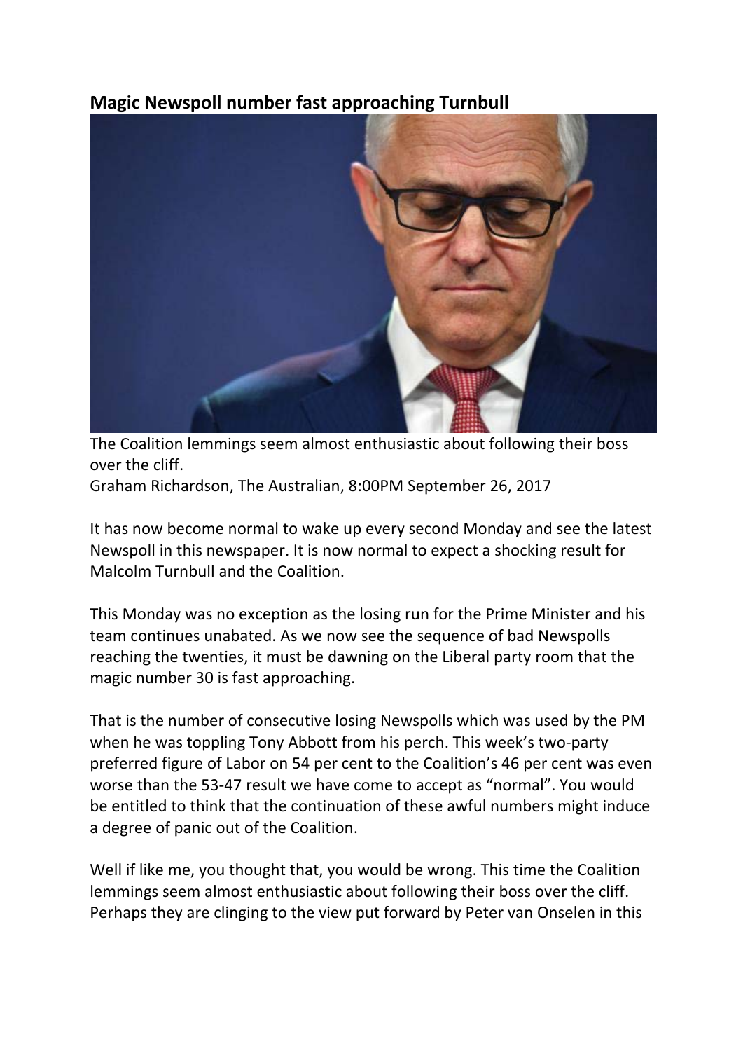## Magic Newspoll number fast approaching Turnbull

The Coalition lemmings seem almost enthusiastic about following their boss over the cliff.

Graham Richardson, The Australian, 8:00PM September 26, 2017

It has now become normal to wake up every second Monday and see the latest Newspoll in this newspaper. It is now normal to expect a shocking result for Malcolm Turnbull and the Coalition.

This Monday was no exception as the losing run for the Prime Minister and his team continues unabated. As we now see the sequence of bad Newspolls reaching the twenties, it must be dawning on the Liberal party room that the magic number 30 is fast approaching.

That is the number of consecutive losing Newspolls which was used by the PM when he was toppling Tony Abbott from his perch. This week's two-party preferred figure of Labor on 54 per cent to the Coalition's 46 per cent was even worse than the 53-47 result we have come to accept as "normal". You would be entitled to think that the continuation of these awful numbers might induce a degree of panic out of the Coalition.

Well if like me, you thought that, you would be wrong. This time the Coalition lemmings seem almost enthusiastic about following their boss over the cliff. Perhaps they are clinging to the view put forward by Peter van Onselen in this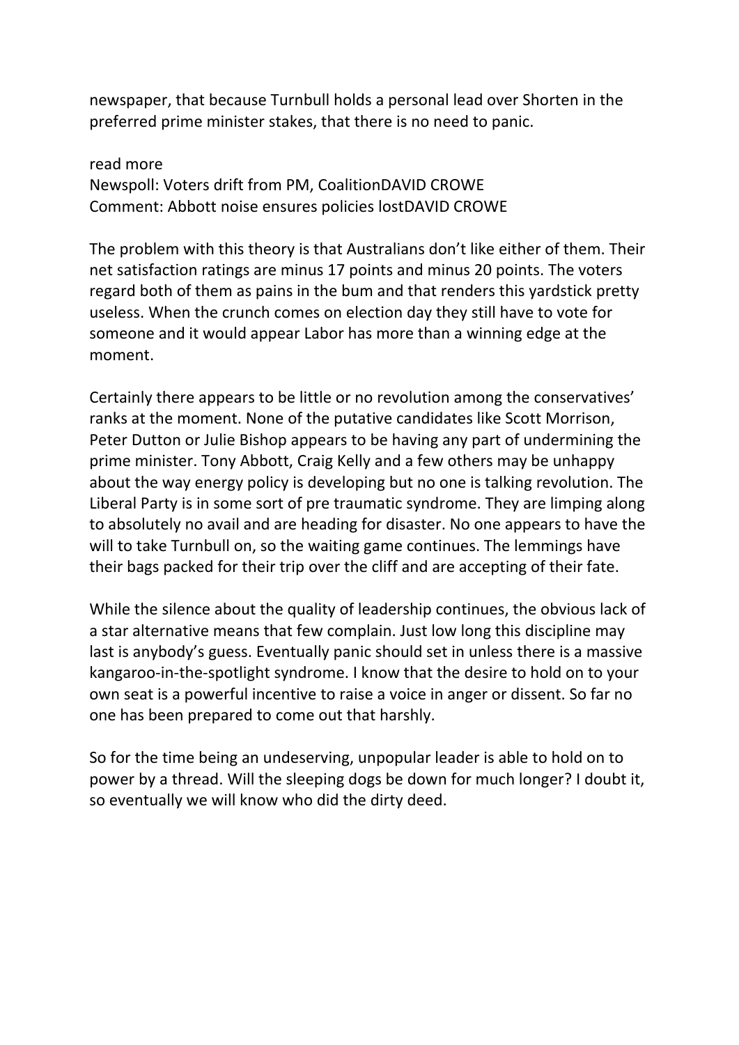newspaper, that because Turnbull holds a personal lead over Shorten in the preferred prime minister stakes, that there is no need to panic.

read more
Newspoll: Voters drift from PM, CoalitionDAVID CROWE
Comment: Abbott noise ensures policies lostDAVID CROWE

The problem with this theory is that Australians don't like either of them. Their net satisfaction ratings are minus 17 points and minus 20 points. The voters regard both of them as pains in the bum and that renders this yardstick pretty useless. When the crunch comes on election day they still have to vote for someone and it would appear Labor has more than a winning edge at the moment.

Certainly there appears to be little or no revolution among the conservatives' ranks at the moment. None of the putative candidates like Scott Morrison, Peter Dutton or Julie Bishop appears to be having any part of undermining the prime minister. Tony Abbott, Craig Kelly and a few others may be unhappy about the way energy policy is developing but no one is talking revolution. The Liberal Party is in some sort of pre traumatic syndrome. They are limping along to absolutely no avail and are heading for disaster. No one appears to have the will to take Turnbull on, so the waiting game continues. The lemmings have their bags packed for their trip over the cliff and are accepting of their fate.

While the silence about the quality of leadership continues, the obvious lack of a star alternative means that few complain. Just low long this discipline may last is anybody's guess. Eventually panic should set in unless there is a massive kangaroo-in-the-spotlight syndrome. I know that the desire to hold on to your own seat is a powerful incentive to raise a voice in anger or dissent. So far no one has been prepared to come out that harshly.

So for the time being an undeserving, unpopular leader is able to hold on to power by a thread. Will the sleeping dogs be down for much longer? I doubt it, so eventually we will know who did the dirty deed.